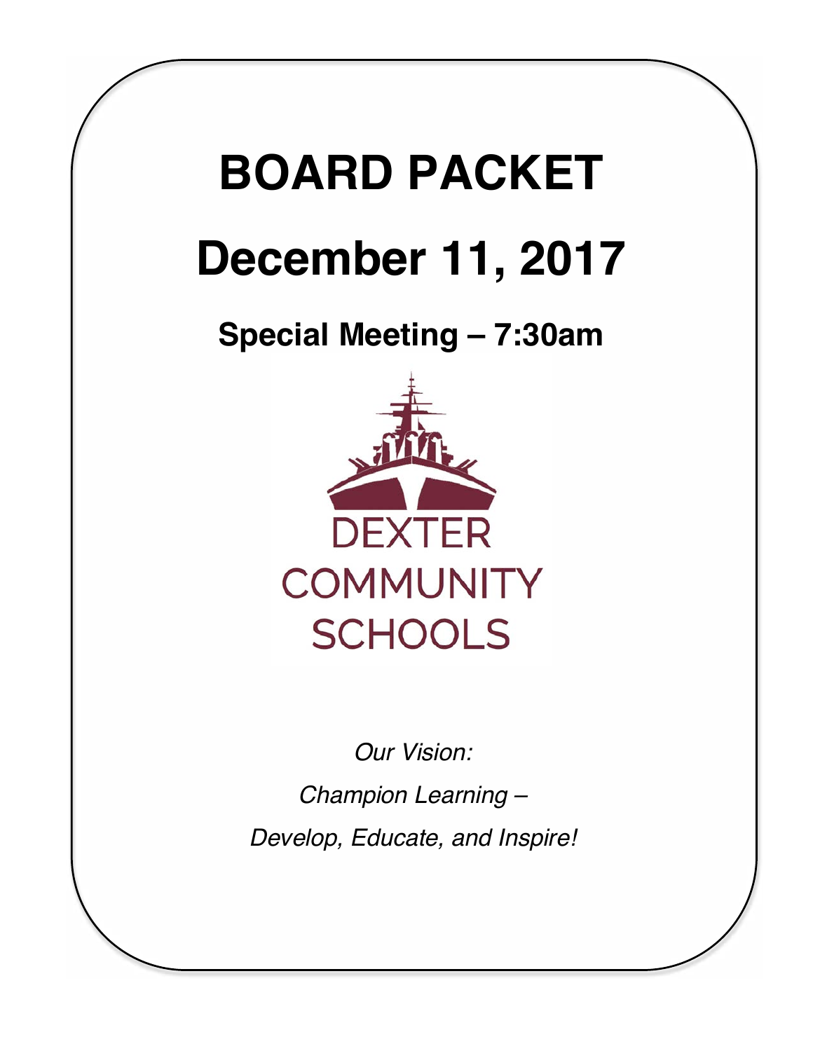# BOARD PACKET

# December 11, 2017

## Special Meeting – 7:30am

DEXTER COMMUNITY SCHOOLS

*Our Vision:*

*Champion Learning –*

*Develop, Educate, and Inspire!*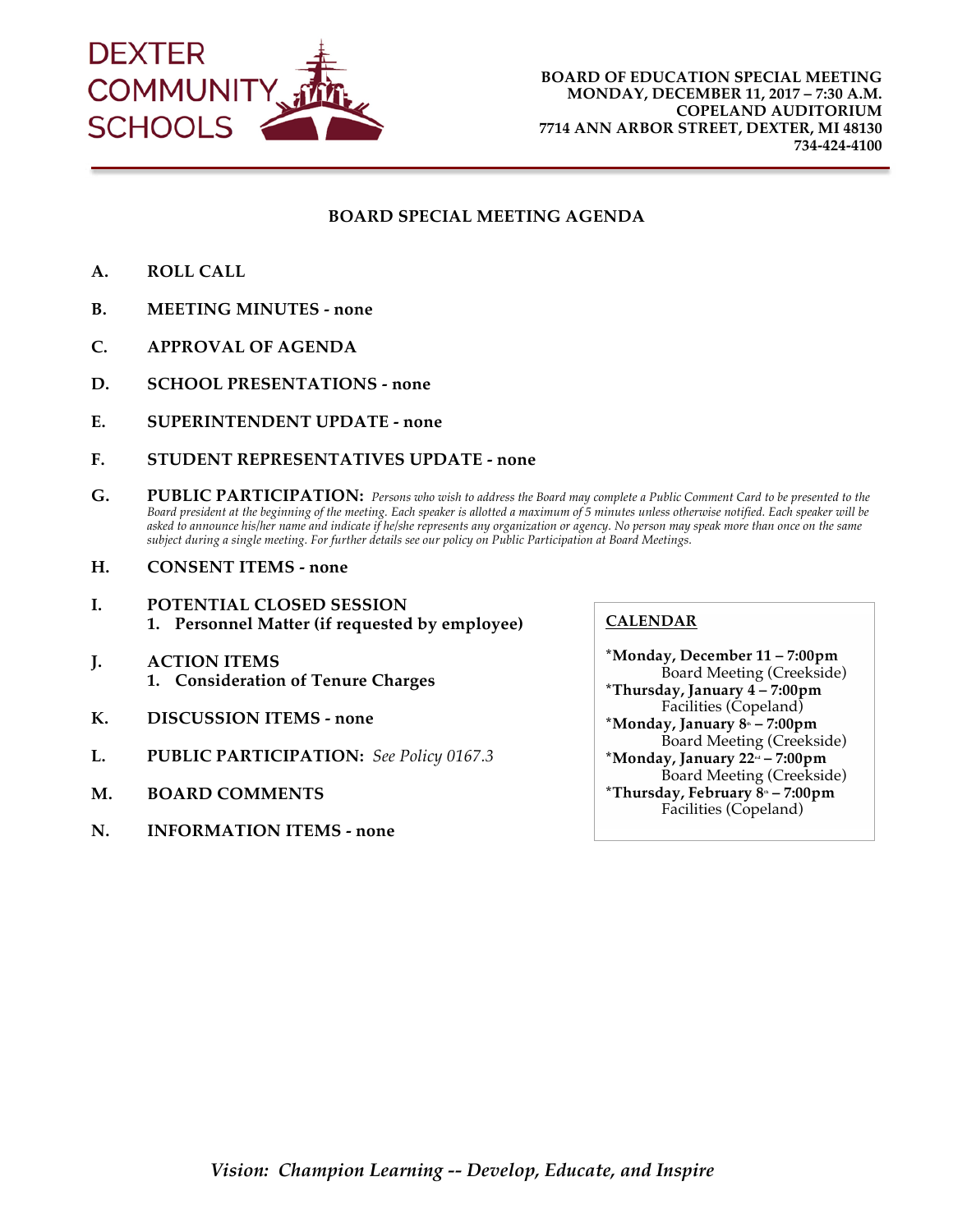DEXTER COMMUNITY SCHOOLS

**BOARD OF EDUCATION SPECIAL MEETING**
**MONDAY, DECEMBER 11, 2017 – 7:30 A.M.**
**COPELAND AUDITORIUM**
**7714 ANN ARBOR STREET, DEXTER, MI 48130**
**734-424-4100**

## BOARD SPECIAL MEETING AGENDA

**A. ROLL CALL**

**B. MEETING MINUTES - none**

**C. APPROVAL OF AGENDA**

**D. SCHOOL PRESENTATIONS - none**

**E. SUPERINTENDENT UPDATE - none**

**F. STUDENT REPRESENTATIVES UPDATE - none**

**G. PUBLIC PARTICIPATION:** *Persons who wish to address the Board may complete a Public Comment Card to be presented to the Board president at the beginning of the meeting. Each speaker is allotted a maximum of 5 minutes unless otherwise notified. Each speaker will be asked to announce his/her name and indicate if he/she represents any organization or agency. No person may speak more than once on the same subject during a single meeting. For further details see our policy on Public Participation at Board Meetings.*

**H. CONSENT ITEMS - none**

**I. POTENTIAL CLOSED SESSION**
   1. **Personnel Matter (if requested by employee)**

**J. ACTION ITEMS**
   1. **Consideration of Tenure Charges**

**K. DISCUSSION ITEMS - none**

**L. PUBLIC PARTICIPATION:** *See Policy 0167.3*

**M. BOARD COMMENTS**

**N. INFORMATION ITEMS - none**

**CALENDAR**

*__Monday, December 11 – 7:00pm__*
Board Meeting (Creekside)
*__Thursday, January 4 – 7:00pm__*
Facilities (Copeland)
*__Monday, January 8th – 7:00pm__*
Board Meeting (Creekside)
*__Monday, January 22nd – 7:00pm__*
Board Meeting (Creekside)
*__Thursday, February 8th – 7:00pm__*
Facilities (Copeland)

*Vision: Champion Learning -- Develop, Educate, and Inspire*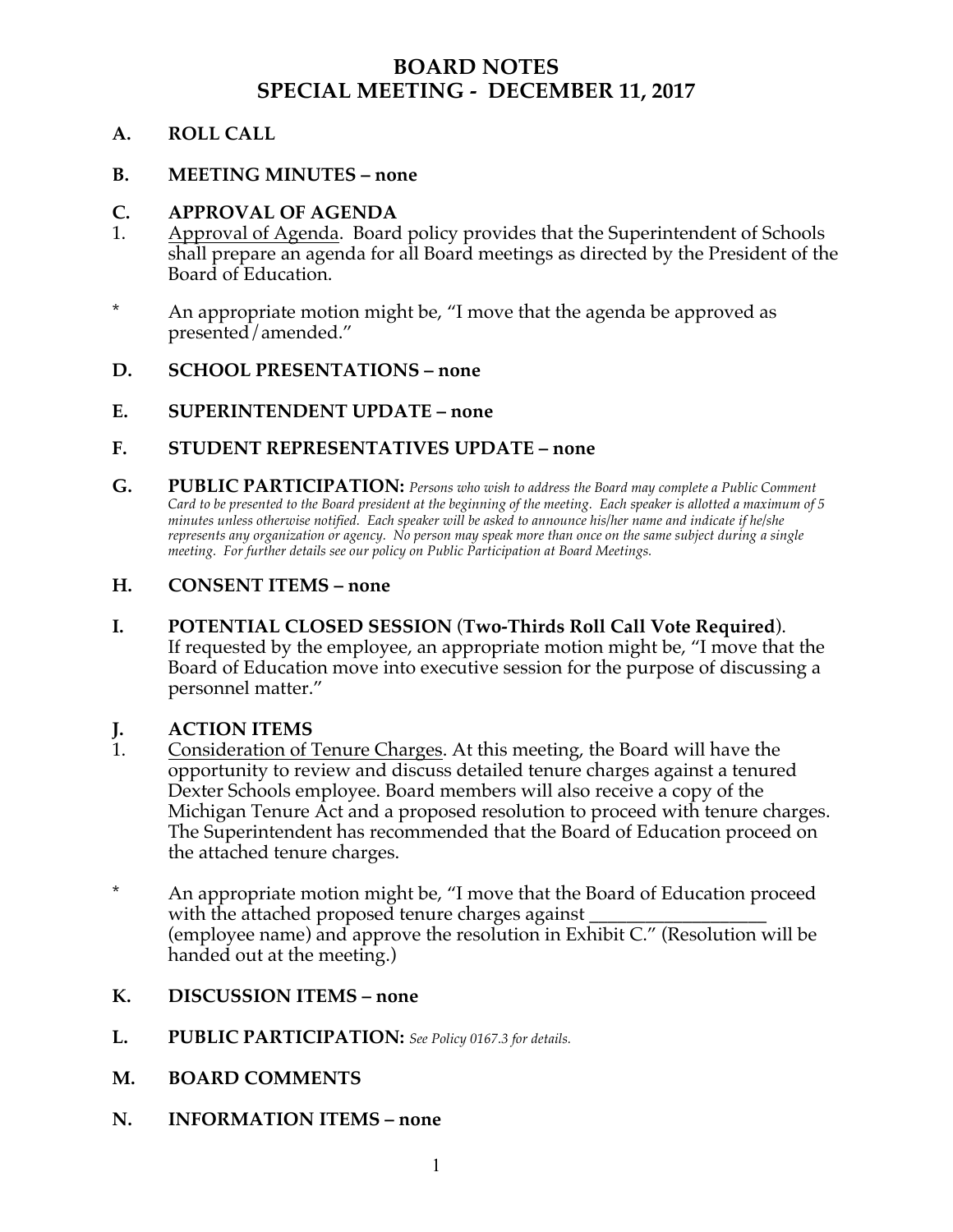# BOARD NOTES
# SPECIAL MEETING - DECEMBER 11, 2017

## A. ROLL CALL

## B. MEETING MINUTES – none

## C. APPROVAL OF AGENDA

1. Approval of Agenda. Board policy provides that the Superintendent of Schools shall prepare an agenda for all Board meetings as directed by the President of the Board of Education.

* An appropriate motion might be, "I move that the agenda be approved as presented/amended."

## D. SCHOOL PRESENTATIONS – none

## E. SUPERINTENDENT UPDATE – none

## F. STUDENT REPRESENTATIVES UPDATE – none

## G. PUBLIC PARTICIPATION: *Persons who wish to address the Board may complete a Public Comment Card to be presented to the Board president at the beginning of the meeting. Each speaker is allotted a maximum of 5 minutes unless otherwise notified. Each speaker will be asked to announce his/her name and indicate if he/she represents any organization or agency. No person may speak more than once on the same subject during a single meeting. For further details see our policy on Public Participation at Board Meetings.*

## H. CONSENT ITEMS – none

## I. POTENTIAL CLOSED SESSION (Two-Thirds Roll Call Vote Required).

If requested by the employee, an appropriate motion might be, "I move that the Board of Education move into executive session for the purpose of discussing a personnel matter."

## J. ACTION ITEMS

1. Consideration of Tenure Charges. At this meeting, the Board will have the opportunity to review and discuss detailed tenure charges against a tenured Dexter Schools employee. Board members will also receive a copy of the Michigan Tenure Act and a proposed resolution to proceed with tenure charges. The Superintendent has recommended that the Board of Education proceed on the attached tenure charges.

* An appropriate motion might be, "I move that the Board of Education proceed with the attached proposed tenure charges against __________________ (employee name) and approve the resolution in Exhibit C." (Resolution will be handed out at the meeting.)

## K. DISCUSSION ITEMS – none

## L. PUBLIC PARTICIPATION: *See Policy 0167.3 for details.*

## M. BOARD COMMENTS

## N. INFORMATION ITEMS – none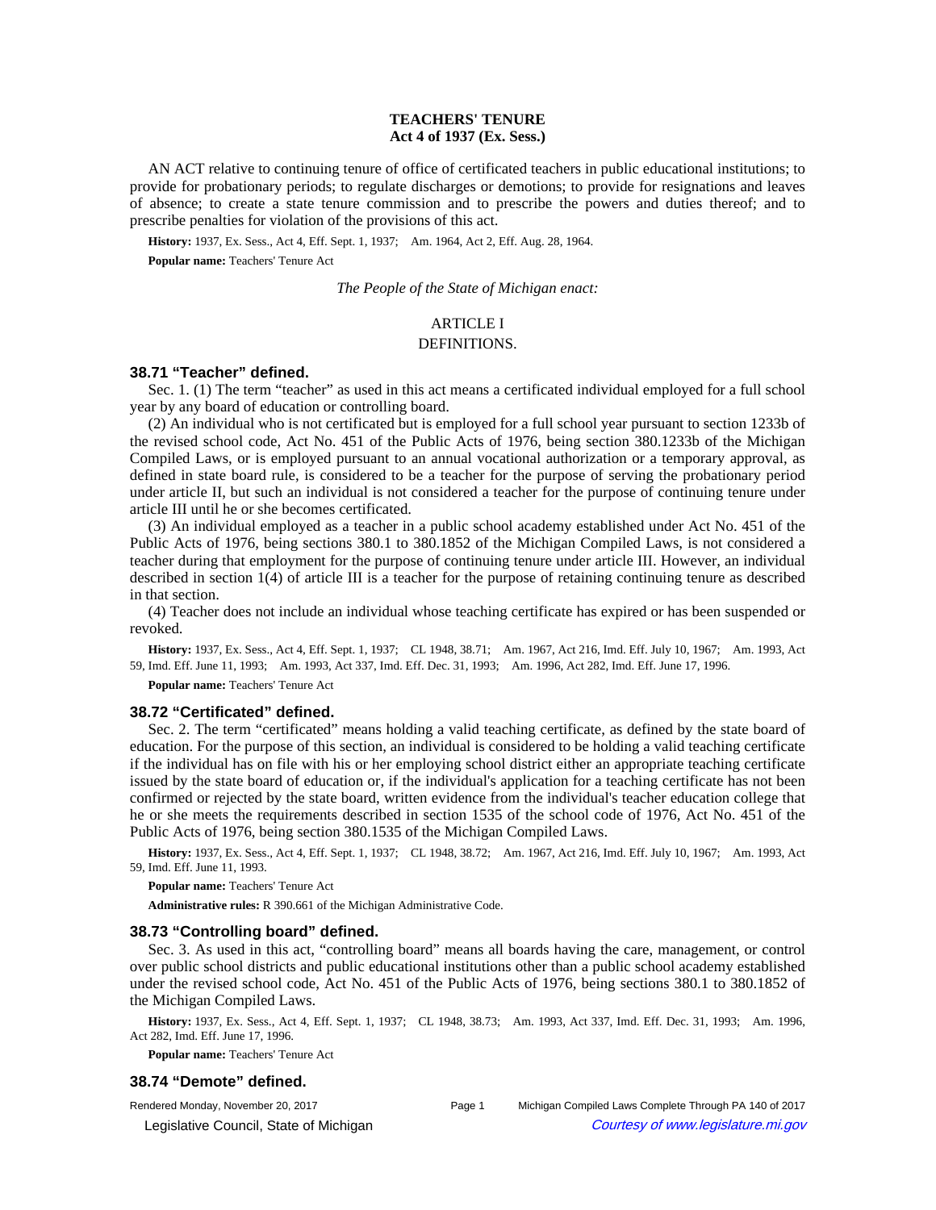# TEACHERS' TENURE
## Act 4 of 1937 (Ex. Sess.)

AN ACT relative to continuing tenure of office of certificated teachers in public educational institutions; to provide for probationary periods; to regulate discharges or demotions; to provide for resignations and leaves of absence; to create a state tenure commission and to prescribe the powers and duties thereof; and to prescribe penalties for violation of the provisions of this act.

**History:** 1937, Ex. Sess., Act 4, Eff. Sept. 1, 1937; Am. 1964, Act 2, Eff. Aug. 28, 1964.

**Popular name:** Teachers' Tenure Act

*The People of the State of Michigan enact:*

ARTICLE I

DEFINITIONS.

### 38.71 "Teacher" defined.

Sec. 1. (1) The term "teacher" as used in this act means a certificated individual employed for a full school year by any board of education or controlling board.

(2) An individual who is not certificated but is employed for a full school year pursuant to section 1233b of the revised school code, Act No. 451 of the Public Acts of 1976, being section 380.1233b of the Michigan Compiled Laws, or is employed pursuant to an annual vocational authorization or a temporary approval, as defined in state board rule, is considered to be a teacher for the purpose of serving the probationary period under article II, but such an individual is not considered a teacher for the purpose of continuing tenure under article III until he or she becomes certificated.

(3) An individual employed as a teacher in a public school academy established under Act No. 451 of the Public Acts of 1976, being sections 380.1 to 380.1852 of the Michigan Compiled Laws, is not considered a teacher during that employment for the purpose of continuing tenure under article III. However, an individual described in section 1(4) of article III is a teacher for the purpose of retaining continuing tenure as described in that section.

(4) Teacher does not include an individual whose teaching certificate has expired or has been suspended or revoked.

**History:** 1937, Ex. Sess., Act 4, Eff. Sept. 1, 1937; CL 1948, 38.71; Am. 1967, Act 216, Imd. Eff. July 10, 1967; Am. 1993, Act 59, Imd. Eff. June 11, 1993; Am. 1993, Act 337, Imd. Eff. Dec. 31, 1993; Am. 1996, Act 282, Imd. Eff. June 17, 1996.

**Popular name:** Teachers' Tenure Act

### 38.72 "Certificated" defined.

Sec. 2. The term "certificated" means holding a valid teaching certificate, as defined by the state board of education. For the purpose of this section, an individual is considered to be holding a valid teaching certificate if the individual has on file with his or her employing school district either an appropriate teaching certificate issued by the state board of education or, if the individual's application for a teaching certificate has not been confirmed or rejected by the state board, written evidence from the individual's teacher education college that he or she meets the requirements described in section 1535 of the school code of 1976, Act No. 451 of the Public Acts of 1976, being section 380.1535 of the Michigan Compiled Laws.

**History:** 1937, Ex. Sess., Act 4, Eff. Sept. 1, 1937; CL 1948, 38.72; Am. 1967, Act 216, Imd. Eff. July 10, 1967; Am. 1993, Act 59, Imd. Eff. June 11, 1993.

**Popular name:** Teachers' Tenure Act

**Administrative rules:** R 390.661 of the Michigan Administrative Code.

### 38.73 "Controlling board" defined.

Sec. 3. As used in this act, "controlling board" means all boards having the care, management, or control over public school districts and public educational institutions other than a public school academy established under the revised school code, Act No. 451 of the Public Acts of 1976, being sections 380.1 to 380.1852 of the Michigan Compiled Laws.

**History:** 1937, Ex. Sess., Act 4, Eff. Sept. 1, 1937; CL 1948, 38.73; Am. 1993, Act 337, Imd. Eff. Dec. 31, 1993; Am. 1996, Act 282, Imd. Eff. June 17, 1996.

**Popular name:** Teachers' Tenure Act

### 38.74 "Demote" defined.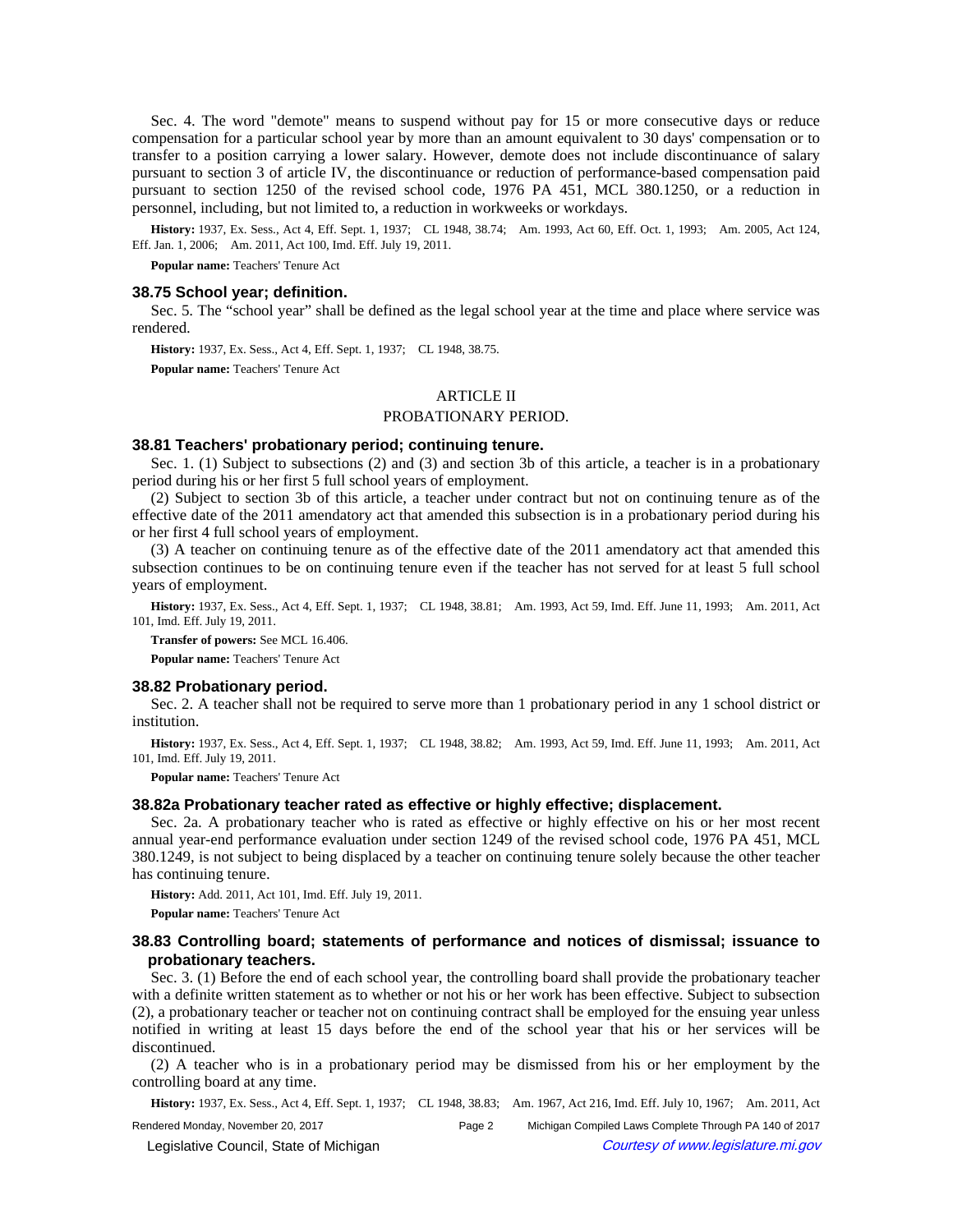Sec. 4. The word "demote" means to suspend without pay for 15 or more consecutive days or reduce compensation for a particular school year by more than an amount equivalent to 30 days' compensation or to transfer to a position carrying a lower salary. However, demote does not include discontinuance of salary pursuant to section 3 of article IV, the discontinuance or reduction of performance-based compensation paid pursuant to section 1250 of the revised school code, 1976 PA 451, MCL 380.1250, or a reduction in personnel, including, but not limited to, a reduction in workweeks or workdays.

**History:** 1937, Ex. Sess., Act 4, Eff. Sept. 1, 1937; CL 1948, 38.74; Am. 1993, Act 60, Eff. Oct. 1, 1993; Am. 2005, Act 124, Eff. Jan. 1, 2006; Am. 2011, Act 100, Imd. Eff. July 19, 2011.

**Popular name:** Teachers' Tenure Act

### 38.75 School year; definition.

Sec. 5. The "school year" shall be defined as the legal school year at the time and place where service was rendered.

**History:** 1937, Ex. Sess., Act 4, Eff. Sept. 1, 1937; CL 1948, 38.75.

**Popular name:** Teachers' Tenure Act

## ARTICLE II

## PROBATIONARY PERIOD.

### 38.81 Teachers' probationary period; continuing tenure.

Sec. 1. (1) Subject to subsections (2) and (3) and section 3b of this article, a teacher is in a probationary period during his or her first 5 full school years of employment.

(2) Subject to section 3b of this article, a teacher under contract but not on continuing tenure as of the effective date of the 2011 amendatory act that amended this subsection is in a probationary period during his or her first 4 full school years of employment.

(3) A teacher on continuing tenure as of the effective date of the 2011 amendatory act that amended this subsection continues to be on continuing tenure even if the teacher has not served for at least 5 full school years of employment.

**History:** 1937, Ex. Sess., Act 4, Eff. Sept. 1, 1937; CL 1948, 38.81; Am. 1993, Act 59, Imd. Eff. June 11, 1993; Am. 2011, Act 101, Imd. Eff. July 19, 2011.

**Transfer of powers:** See MCL 16.406.

**Popular name:** Teachers' Tenure Act

### 38.82 Probationary period.

Sec. 2. A teacher shall not be required to serve more than 1 probationary period in any 1 school district or institution.

**History:** 1937, Ex. Sess., Act 4, Eff. Sept. 1, 1937; CL 1948, 38.82; Am. 1993, Act 59, Imd. Eff. June 11, 1993; Am. 2011, Act 101, Imd. Eff. July 19, 2011.

**Popular name:** Teachers' Tenure Act

### 38.82a Probationary teacher rated as effective or highly effective; displacement.

Sec. 2a. A probationary teacher who is rated as effective or highly effective on his or her most recent annual year-end performance evaluation under section 1249 of the revised school code, 1976 PA 451, MCL 380.1249, is not subject to being displaced by a teacher on continuing tenure solely because the other teacher has continuing tenure.

**History:** Add. 2011, Act 101, Imd. Eff. July 19, 2011.

**Popular name:** Teachers' Tenure Act

### 38.83 Controlling board; statements of performance and notices of dismissal; issuance to probationary teachers.

Sec. 3. (1) Before the end of each school year, the controlling board shall provide the probationary teacher with a definite written statement as to whether or not his or her work has been effective. Subject to subsection (2), a probationary teacher or teacher not on continuing contract shall be employed for the ensuing year unless notified in writing at least 15 days before the end of the school year that his or her services will be discontinued.

(2) A teacher who is in a probationary period may be dismissed from his or her employment by the controlling board at any time.

**History:** 1937, Ex. Sess., Act 4, Eff. Sept. 1, 1937; CL 1948, 38.83; Am. 1967, Act 216, Imd. Eff. July 10, 1967; Am. 2011, Act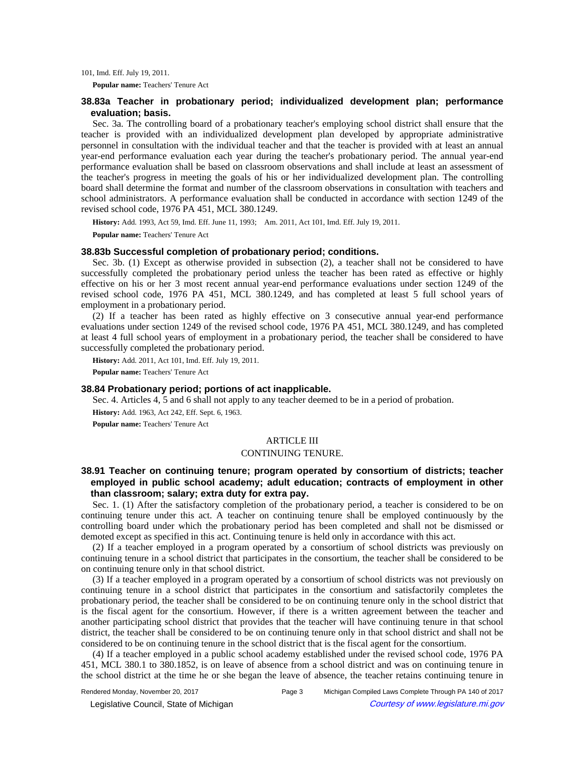101, Imd. Eff. July 19, 2011.

**Popular name:** Teachers' Tenure Act

### 38.83a Teacher in probationary period; individualized development plan; performance evaluation; basis.

Sec. 3a. The controlling board of a probationary teacher's employing school district shall ensure that the teacher is provided with an individualized development plan developed by appropriate administrative personnel in consultation with the individual teacher and that the teacher is provided with at least an annual year-end performance evaluation each year during the teacher's probationary period. The annual year-end performance evaluation shall be based on classroom observations and shall include at least an assessment of the teacher's progress in meeting the goals of his or her individualized development plan. The controlling board shall determine the format and number of the classroom observations in consultation with teachers and school administrators. A performance evaluation shall be conducted in accordance with section 1249 of the revised school code, 1976 PA 451, MCL 380.1249.

**History:** Add. 1993, Act 59, Imd. Eff. June 11, 1993; Am. 2011, Act 101, Imd. Eff. July 19, 2011.

**Popular name:** Teachers' Tenure Act

### 38.83b Successful completion of probationary period; conditions.

Sec. 3b. (1) Except as otherwise provided in subsection (2), a teacher shall not be considered to have successfully completed the probationary period unless the teacher has been rated as effective or highly effective on his or her 3 most recent annual year-end performance evaluations under section 1249 of the revised school code, 1976 PA 451, MCL 380.1249, and has completed at least 5 full school years of employment in a probationary period.

(2) If a teacher has been rated as highly effective on 3 consecutive annual year-end performance evaluations under section 1249 of the revised school code, 1976 PA 451, MCL 380.1249, and has completed at least 4 full school years of employment in a probationary period, the teacher shall be considered to have successfully completed the probationary period.

**History:** Add. 2011, Act 101, Imd. Eff. July 19, 2011.

**Popular name:** Teachers' Tenure Act

### 38.84 Probationary period; portions of act inapplicable.

Sec. 4. Articles 4, 5 and 6 shall not apply to any teacher deemed to be in a period of probation.

**History:** Add. 1963, Act 242, Eff. Sept. 6, 1963.

**Popular name:** Teachers' Tenure Act

## ARTICLE III

## CONTINUING TENURE.

### 38.91 Teacher on continuing tenure; program operated by consortium of districts; teacher employed in public school academy; adult education; contracts of employment in other than classroom; salary; extra duty for extra pay.

Sec. 1. (1) After the satisfactory completion of the probationary period, a teacher is considered to be on continuing tenure under this act. A teacher on continuing tenure shall be employed continuously by the controlling board under which the probationary period has been completed and shall not be dismissed or demoted except as specified in this act. Continuing tenure is held only in accordance with this act.

(2) If a teacher employed in a program operated by a consortium of school districts was previously on continuing tenure in a school district that participates in the consortium, the teacher shall be considered to be on continuing tenure only in that school district.

(3) If a teacher employed in a program operated by a consortium of school districts was not previously on continuing tenure in a school district that participates in the consortium and satisfactorily completes the probationary period, the teacher shall be considered to be on continuing tenure only in the school district that is the fiscal agent for the consortium. However, if there is a written agreement between the teacher and another participating school district that provides that the teacher will have continuing tenure in that school district, the teacher shall be considered to be on continuing tenure only in that school district and shall not be considered to be on continuing tenure in the school district that is the fiscal agent for the consortium.

(4) If a teacher employed in a public school academy established under the revised school code, 1976 PA 451, MCL 380.1 to 380.1852, is on leave of absence from a school district and was on continuing tenure in the school district at the time he or she began the leave of absence, the teacher retains continuing tenure in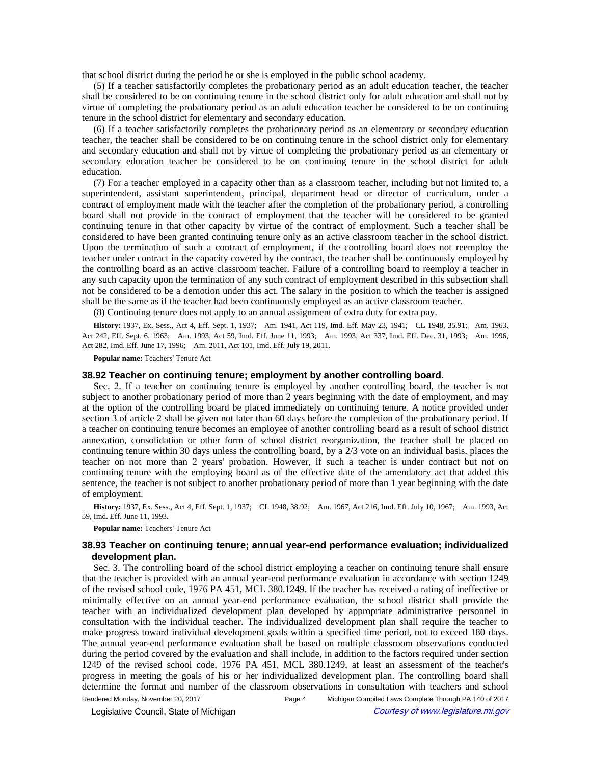that school district during the period he or she is employed in the public school academy.

(5) If a teacher satisfactorily completes the probationary period as an adult education teacher, the teacher shall be considered to be on continuing tenure in the school district only for adult education and shall not by virtue of completing the probationary period as an adult education teacher be considered to be on continuing tenure in the school district for elementary and secondary education.

(6) If a teacher satisfactorily completes the probationary period as an elementary or secondary education teacher, the teacher shall be considered to be on continuing tenure in the school district only for elementary and secondary education and shall not by virtue of completing the probationary period as an elementary or secondary education teacher be considered to be on continuing tenure in the school district for adult education.

(7) For a teacher employed in a capacity other than as a classroom teacher, including but not limited to, a superintendent, assistant superintendent, principal, department head or director of curriculum, under a contract of employment made with the teacher after the completion of the probationary period, a controlling board shall not provide in the contract of employment that the teacher will be considered to be granted continuing tenure in that other capacity by virtue of the contract of employment. Such a teacher shall be considered to have been granted continuing tenure only as an active classroom teacher in the school district. Upon the termination of such a contract of employment, if the controlling board does not reemploy the teacher under contract in the capacity covered by the contract, the teacher shall be continuously employed by the controlling board as an active classroom teacher. Failure of a controlling board to reemploy a teacher in any such capacity upon the termination of any such contract of employment described in this subsection shall not be considered to be a demotion under this act. The salary in the position to which the teacher is assigned shall be the same as if the teacher had been continuously employed as an active classroom teacher.

(8) Continuing tenure does not apply to an annual assignment of extra duty for extra pay.

**History:** 1937, Ex. Sess., Act 4, Eff. Sept. 1, 1937; Am. 1941, Act 119, Imd. Eff. May 23, 1941; CL 1948, 35.91; Am. 1963, Act 242, Eff. Sept. 6, 1963; Am. 1993, Act 59, Imd. Eff. June 11, 1993; Am. 1993, Act 337, Imd. Eff. Dec. 31, 1993; Am. 1996, Act 282, Imd. Eff. June 17, 1996; Am. 2011, Act 101, Imd. Eff. July 19, 2011.

**Popular name:** Teachers' Tenure Act

### 38.92 Teacher on continuing tenure; employment by another controlling board.

Sec. 2. If a teacher on continuing tenure is employed by another controlling board, the teacher is not subject to another probationary period of more than 2 years beginning with the date of employment, and may at the option of the controlling board be placed immediately on continuing tenure. A notice provided under section 3 of article 2 shall be given not later than 60 days before the completion of the probationary period. If a teacher on continuing tenure becomes an employee of another controlling board as a result of school district annexation, consolidation or other form of school district reorganization, the teacher shall be placed on continuing tenure within 30 days unless the controlling board, by a 2/3 vote on an individual basis, places the teacher on not more than 2 years' probation. However, if such a teacher is under contract but not on continuing tenure with the employing board as of the effective date of the amendatory act that added this sentence, the teacher is not subject to another probationary period of more than 1 year beginning with the date of employment.

**History:** 1937, Ex. Sess., Act 4, Eff. Sept. 1, 1937; CL 1948, 38.92; Am. 1967, Act 216, Imd. Eff. July 10, 1967; Am. 1993, Act 59, Imd. Eff. June 11, 1993.

**Popular name:** Teachers' Tenure Act

### 38.93 Teacher on continuing tenure; annual year-end performance evaluation; individualized development plan.

Sec. 3. The controlling board of the school district employing a teacher on continuing tenure shall ensure that the teacher is provided with an annual year-end performance evaluation in accordance with section 1249 of the revised school code, 1976 PA 451, MCL 380.1249. If the teacher has received a rating of ineffective or minimally effective on an annual year-end performance evaluation, the school district shall provide the teacher with an individualized development plan developed by appropriate administrative personnel in consultation with the individual teacher. The individualized development plan shall require the teacher to make progress toward individual development goals within a specified time period, not to exceed 180 days. The annual year-end performance evaluation shall be based on multiple classroom observations conducted during the period covered by the evaluation and shall include, in addition to the factors required under section 1249 of the revised school code, 1976 PA 451, MCL 380.1249, at least an assessment of the teacher's progress in meeting the goals of his or her individualized development plan. The controlling board shall determine the format and number of the classroom observations in consultation with teachers and school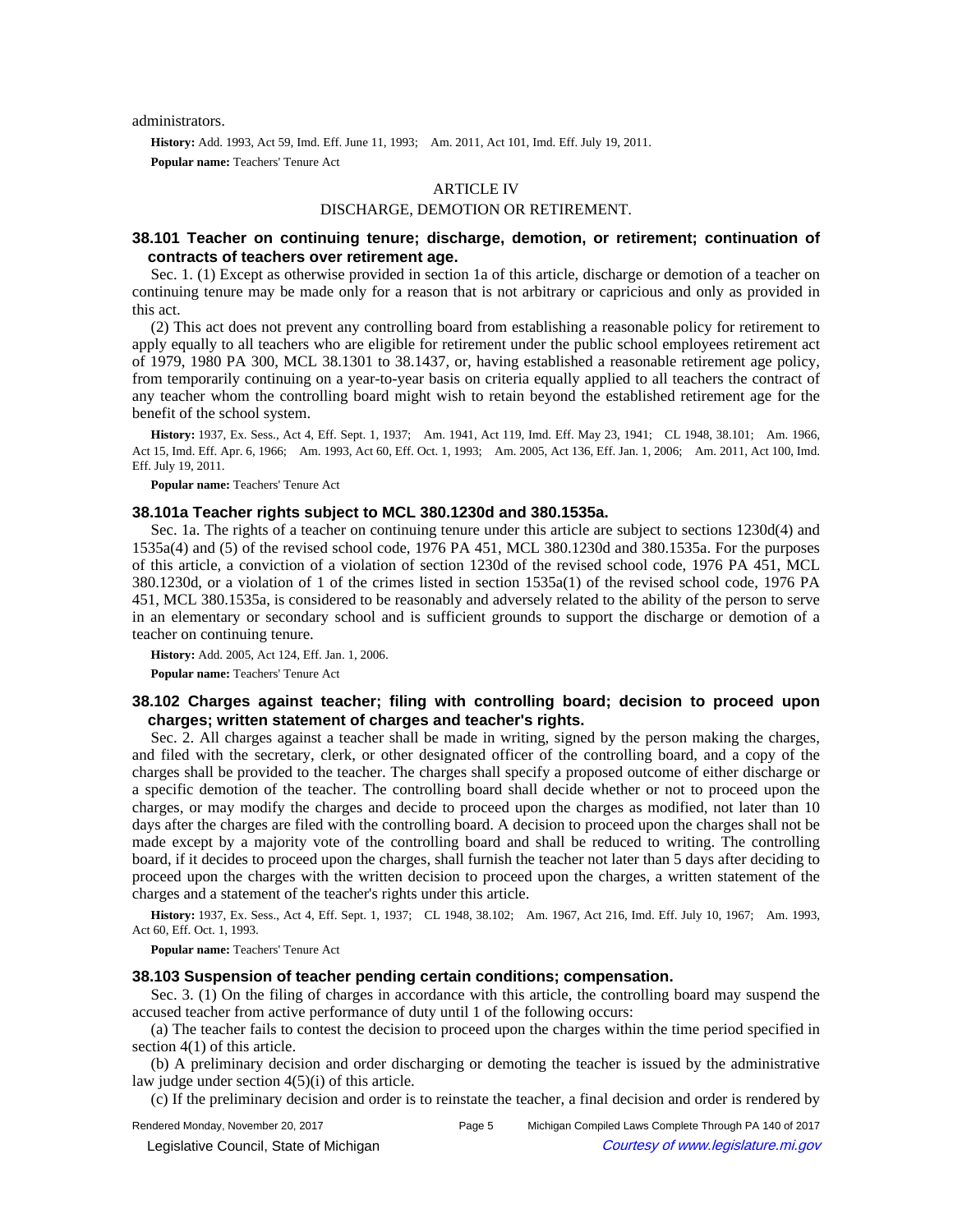administrators.

**History:** Add. 1993, Act 59, Imd. Eff. June 11, 1993; Am. 2011, Act 101, Imd. Eff. July 19, 2011.

**Popular name:** Teachers' Tenure Act

ARTICLE IV

DISCHARGE, DEMOTION OR RETIREMENT.

### 38.101 Teacher on continuing tenure; discharge, demotion, or retirement; continuation of contracts of teachers over retirement age.

Sec. 1. (1) Except as otherwise provided in section 1a of this article, discharge or demotion of a teacher on continuing tenure may be made only for a reason that is not arbitrary or capricious and only as provided in this act.

(2) This act does not prevent any controlling board from establishing a reasonable policy for retirement to apply equally to all teachers who are eligible for retirement under the public school employees retirement act of 1979, 1980 PA 300, MCL 38.1301 to 38.1437, or, having established a reasonable retirement age policy, from temporarily continuing on a year-to-year basis on criteria equally applied to all teachers the contract of any teacher whom the controlling board might wish to retain beyond the established retirement age for the benefit of the school system.

**History:** 1937, Ex. Sess., Act 4, Eff. Sept. 1, 1937; Am. 1941, Act 119, Imd. Eff. May 23, 1941; CL 1948, 38.101; Am. 1966, Act 15, Imd. Eff. Apr. 6, 1966; Am. 1993, Act 60, Eff. Oct. 1, 1993; Am. 2005, Act 136, Eff. Jan. 1, 2006; Am. 2011, Act 100, Imd. Eff. July 19, 2011.

**Popular name:** Teachers' Tenure Act

### 38.101a Teacher rights subject to MCL 380.1230d and 380.1535a.

Sec. 1a. The rights of a teacher on continuing tenure under this article are subject to sections 1230d(4) and 1535a(4) and (5) of the revised school code, 1976 PA 451, MCL 380.1230d and 380.1535a. For the purposes of this article, a conviction of a violation of section 1230d of the revised school code, 1976 PA 451, MCL 380.1230d, or a violation of 1 of the crimes listed in section 1535a(1) of the revised school code, 1976 PA 451, MCL 380.1535a, is considered to be reasonably and adversely related to the ability of the person to serve in an elementary or secondary school and is sufficient grounds to support the discharge or demotion of a teacher on continuing tenure.

**History:** Add. 2005, Act 124, Eff. Jan. 1, 2006.

**Popular name:** Teachers' Tenure Act

### 38.102 Charges against teacher; filing with controlling board; decision to proceed upon charges; written statement of charges and teacher's rights.

Sec. 2. All charges against a teacher shall be made in writing, signed by the person making the charges, and filed with the secretary, clerk, or other designated officer of the controlling board, and a copy of the charges shall be provided to the teacher. The charges shall specify a proposed outcome of either discharge or a specific demotion of the teacher. The controlling board shall decide whether or not to proceed upon the charges, or may modify the charges and decide to proceed upon the charges as modified, not later than 10 days after the charges are filed with the controlling board. A decision to proceed upon the charges shall not be made except by a majority vote of the controlling board and shall be reduced to writing. The controlling board, if it decides to proceed upon the charges, shall furnish the teacher not later than 5 days after deciding to proceed upon the charges with the written decision to proceed upon the charges, a written statement of the charges and a statement of the teacher's rights under this article.

**History:** 1937, Ex. Sess., Act 4, Eff. Sept. 1, 1937; CL 1948, 38.102; Am. 1967, Act 216, Imd. Eff. July 10, 1967; Am. 1993, Act 60, Eff. Oct. 1, 1993.

**Popular name:** Teachers' Tenure Act

### 38.103 Suspension of teacher pending certain conditions; compensation.

Sec. 3. (1) On the filing of charges in accordance with this article, the controlling board may suspend the accused teacher from active performance of duty until 1 of the following occurs:

(a) The teacher fails to contest the decision to proceed upon the charges within the time period specified in section 4(1) of this article.

(b) A preliminary decision and order discharging or demoting the teacher is issued by the administrative law judge under section 4(5)(i) of this article.

(c) If the preliminary decision and order is to reinstate the teacher, a final decision and order is rendered by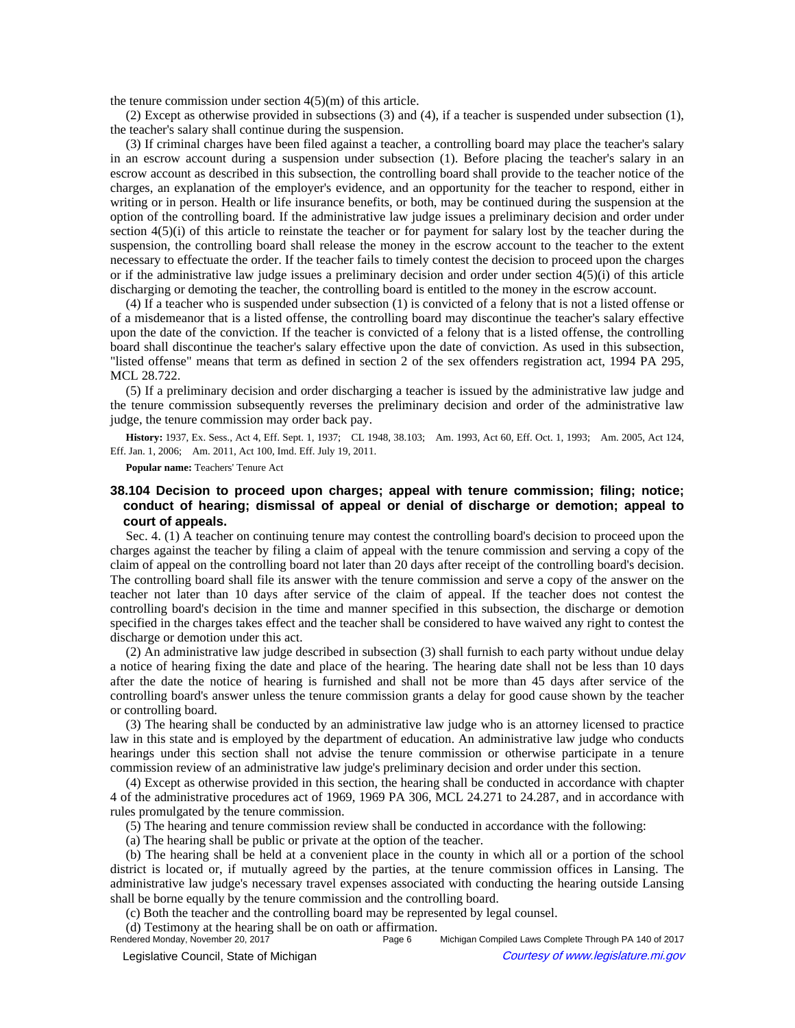the tenure commission under section 4(5)(m) of this article.

(2) Except as otherwise provided in subsections (3) and (4), if a teacher is suspended under subsection (1), the teacher's salary shall continue during the suspension.

(3) If criminal charges have been filed against a teacher, a controlling board may place the teacher's salary in an escrow account during a suspension under subsection (1). Before placing the teacher's salary in an escrow account as described in this subsection, the controlling board shall provide to the teacher notice of the charges, an explanation of the employer's evidence, and an opportunity for the teacher to respond, either in writing or in person. Health or life insurance benefits, or both, may be continued during the suspension at the option of the controlling board. If the administrative law judge issues a preliminary decision and order under section 4(5)(i) of this article to reinstate the teacher or for payment for salary lost by the teacher during the suspension, the controlling board shall release the money in the escrow account to the teacher to the extent necessary to effectuate the order. If the teacher fails to timely contest the decision to proceed upon the charges or if the administrative law judge issues a preliminary decision and order under section 4(5)(i) of this article discharging or demoting the teacher, the controlling board is entitled to the money in the escrow account.

(4) If a teacher who is suspended under subsection (1) is convicted of a felony that is not a listed offense or of a misdemeanor that is a listed offense, the controlling board may discontinue the teacher's salary effective upon the date of the conviction. If the teacher is convicted of a felony that is a listed offense, the controlling board shall discontinue the teacher's salary effective upon the date of conviction. As used in this subsection, "listed offense" means that term as defined in section 2 of the sex offenders registration act, 1994 PA 295, MCL 28.722.

(5) If a preliminary decision and order discharging a teacher is issued by the administrative law judge and the tenure commission subsequently reverses the preliminary decision and order of the administrative law judge, the tenure commission may order back pay.

**History:** 1937, Ex. Sess., Act 4, Eff. Sept. 1, 1937; CL 1948, 38.103; Am. 1993, Act 60, Eff. Oct. 1, 1993; Am. 2005, Act 124, Eff. Jan. 1, 2006; Am. 2011, Act 100, Imd. Eff. July 19, 2011.

**Popular name:** Teachers' Tenure Act

### 38.104 Decision to proceed upon charges; appeal with tenure commission; filing; notice; conduct of hearing; dismissal of appeal or denial of discharge or demotion; appeal to court of appeals.

Sec. 4. (1) A teacher on continuing tenure may contest the controlling board's decision to proceed upon the charges against the teacher by filing a claim of appeal with the tenure commission and serving a copy of the claim of appeal on the controlling board not later than 20 days after receipt of the controlling board's decision. The controlling board shall file its answer with the tenure commission and serve a copy of the answer on the teacher not later than 10 days after service of the claim of appeal. If the teacher does not contest the controlling board's decision in the time and manner specified in this subsection, the discharge or demotion specified in the charges takes effect and the teacher shall be considered to have waived any right to contest the discharge or demotion under this act.

(2) An administrative law judge described in subsection (3) shall furnish to each party without undue delay a notice of hearing fixing the date and place of the hearing. The hearing date shall not be less than 10 days after the date the notice of hearing is furnished and shall not be more than 45 days after service of the controlling board's answer unless the tenure commission grants a delay for good cause shown by the teacher or controlling board.

(3) The hearing shall be conducted by an administrative law judge who is an attorney licensed to practice law in this state and is employed by the department of education. An administrative law judge who conducts hearings under this section shall not advise the tenure commission or otherwise participate in a tenure commission review of an administrative law judge's preliminary decision and order under this section.

(4) Except as otherwise provided in this section, the hearing shall be conducted in accordance with chapter 4 of the administrative procedures act of 1969, 1969 PA 306, MCL 24.271 to 24.287, and in accordance with rules promulgated by the tenure commission.

(5) The hearing and tenure commission review shall be conducted in accordance with the following:

(a) The hearing shall be public or private at the option of the teacher.

(b) The hearing shall be held at a convenient place in the county in which all or a portion of the school district is located or, if mutually agreed by the parties, at the tenure commission offices in Lansing. The administrative law judge's necessary travel expenses associated with conducting the hearing outside Lansing shall be borne equally by the tenure commission and the controlling board.

(c) Both the teacher and the controlling board may be represented by legal counsel.

(d) Testimony at the hearing shall be on oath or affirmation.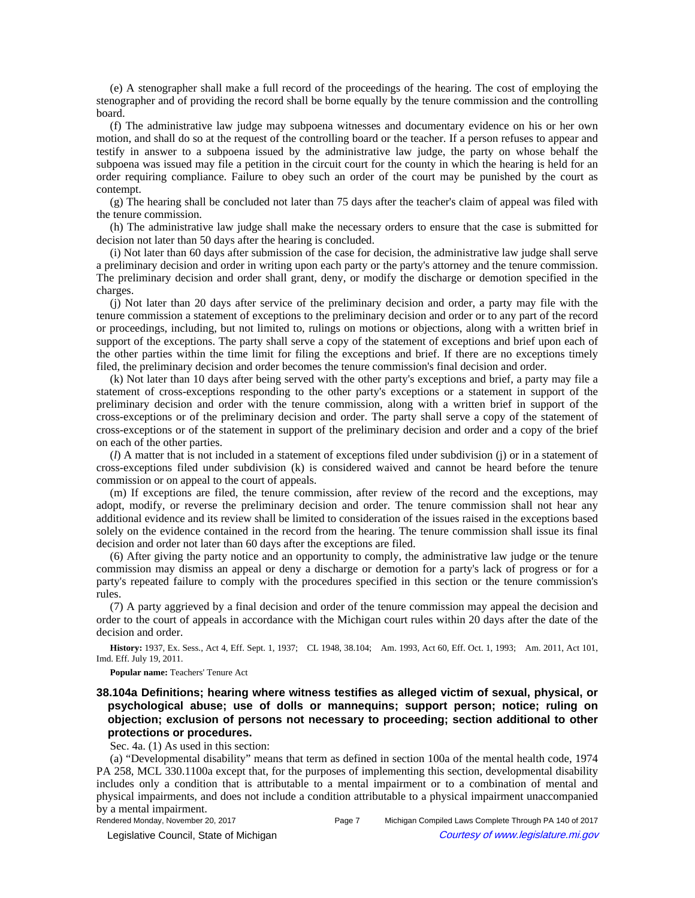(e) A stenographer shall make a full record of the proceedings of the hearing. The cost of employing the stenographer and of providing the record shall be borne equally by the tenure commission and the controlling board.

(f) The administrative law judge may subpoena witnesses and documentary evidence on his or her own motion, and shall do so at the request of the controlling board or the teacher. If a person refuses to appear and testify in answer to a subpoena issued by the administrative law judge, the party on whose behalf the subpoena was issued may file a petition in the circuit court for the county in which the hearing is held for an order requiring compliance. Failure to obey such an order of the court may be punished by the court as contempt.

(g) The hearing shall be concluded not later than 75 days after the teacher's claim of appeal was filed with the tenure commission.

(h) The administrative law judge shall make the necessary orders to ensure that the case is submitted for decision not later than 50 days after the hearing is concluded.

(i) Not later than 60 days after submission of the case for decision, the administrative law judge shall serve a preliminary decision and order in writing upon each party or the party's attorney and the tenure commission. The preliminary decision and order shall grant, deny, or modify the discharge or demotion specified in the charges.

(j) Not later than 20 days after service of the preliminary decision and order, a party may file with the tenure commission a statement of exceptions to the preliminary decision and order or to any part of the record or proceedings, including, but not limited to, rulings on motions or objections, along with a written brief in support of the exceptions. The party shall serve a copy of the statement of exceptions and brief upon each of the other parties within the time limit for filing the exceptions and brief. If there are no exceptions timely filed, the preliminary decision and order becomes the tenure commission's final decision and order.

(k) Not later than 10 days after being served with the other party's exceptions and brief, a party may file a statement of cross-exceptions responding to the other party's exceptions or a statement in support of the preliminary decision and order with the tenure commission, along with a written brief in support of the cross-exceptions or of the preliminary decision and order. The party shall serve a copy of the statement of cross-exceptions or of the statement in support of the preliminary decision and order and a copy of the brief on each of the other parties.

(*l*) A matter that is not included in a statement of exceptions filed under subdivision (j) or in a statement of cross-exceptions filed under subdivision (k) is considered waived and cannot be heard before the tenure commission or on appeal to the court of appeals.

(m) If exceptions are filed, the tenure commission, after review of the record and the exceptions, may adopt, modify, or reverse the preliminary decision and order. The tenure commission shall not hear any additional evidence and its review shall be limited to consideration of the issues raised in the exceptions based solely on the evidence contained in the record from the hearing. The tenure commission shall issue its final decision and order not later than 60 days after the exceptions are filed.

(6) After giving the party notice and an opportunity to comply, the administrative law judge or the tenure commission may dismiss an appeal or deny a discharge or demotion for a party's lack of progress or for a party's repeated failure to comply with the procedures specified in this section or the tenure commission's rules.

(7) A party aggrieved by a final decision and order of the tenure commission may appeal the decision and order to the court of appeals in accordance with the Michigan court rules within 20 days after the date of the decision and order.

**History:** 1937, Ex. Sess., Act 4, Eff. Sept. 1, 1937; CL 1948, 38.104; Am. 1993, Act 60, Eff. Oct. 1, 1993; Am. 2011, Act 101, Imd. Eff. July 19, 2011.

**Popular name:** Teachers' Tenure Act

### 38.104a Definitions; hearing where witness testifies as alleged victim of sexual, physical, or psychological abuse; use of dolls or mannequins; support person; notice; ruling on objection; exclusion of persons not necessary to proceeding; section additional to other protections or procedures.

Sec. 4a. (1) As used in this section:

(a) "Developmental disability" means that term as defined in section 100a of the mental health code, 1974 PA 258, MCL 330.1100a except that, for the purposes of implementing this section, developmental disability includes only a condition that is attributable to a mental impairment or to a combination of mental and physical impairments, and does not include a condition attributable to a physical impairment unaccompanied by a mental impairment.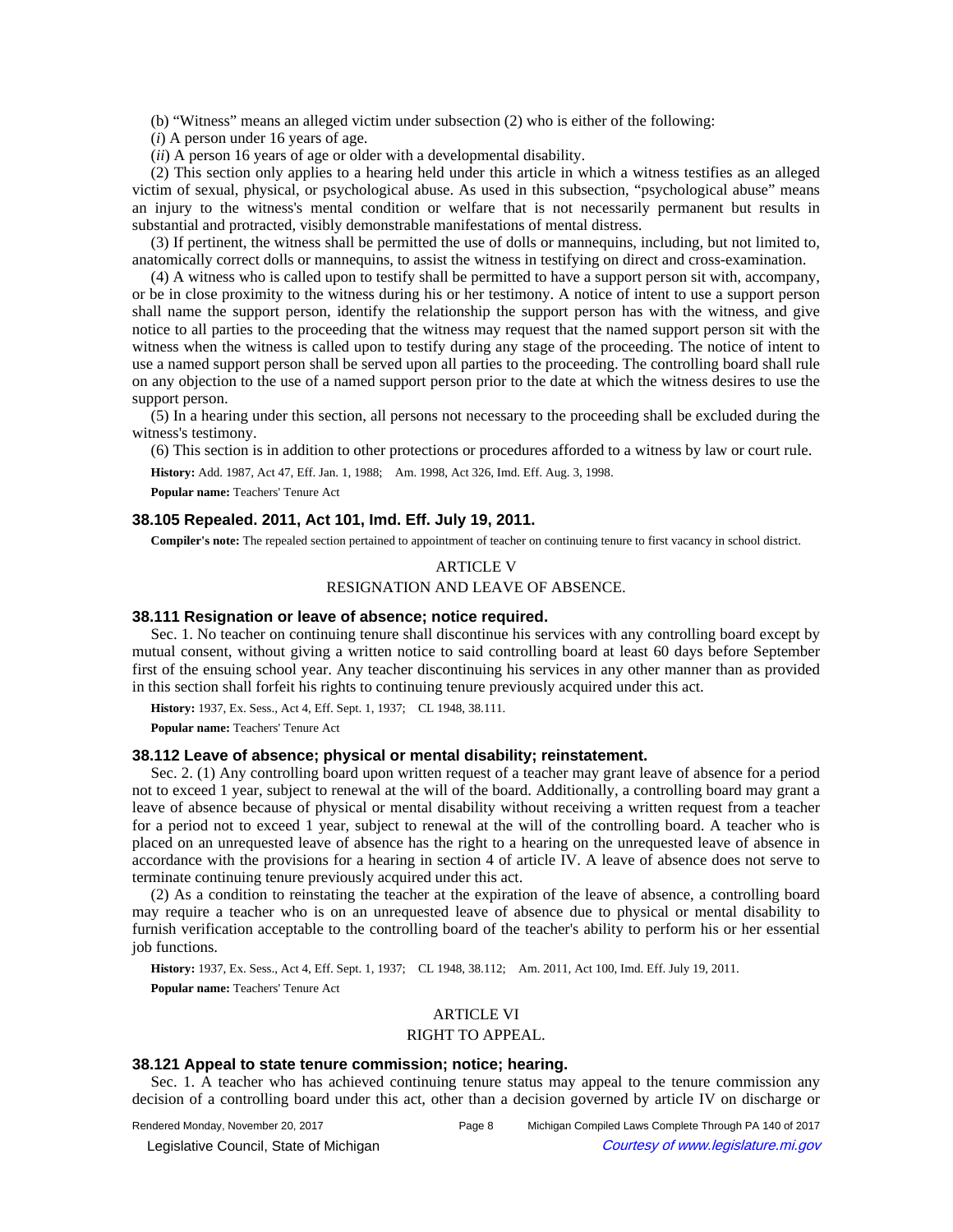(b) "Witness" means an alleged victim under subsection (2) who is either of the following:

(*i*) A person under 16 years of age.

(*ii*) A person 16 years of age or older with a developmental disability.

(2) This section only applies to a hearing held under this article in which a witness testifies as an alleged victim of sexual, physical, or psychological abuse. As used in this subsection, "psychological abuse" means an injury to the witness's mental condition or welfare that is not necessarily permanent but results in substantial and protracted, visibly demonstrable manifestations of mental distress.

(3) If pertinent, the witness shall be permitted the use of dolls or mannequins, including, but not limited to, anatomically correct dolls or mannequins, to assist the witness in testifying on direct and cross-examination.

(4) A witness who is called upon to testify shall be permitted to have a support person sit with, accompany, or be in close proximity to the witness during his or her testimony. A notice of intent to use a support person shall name the support person, identify the relationship the support person has with the witness, and give notice to all parties to the proceeding that the witness may request that the named support person sit with the witness when the witness is called upon to testify during any stage of the proceeding. The notice of intent to use a named support person shall be served upon all parties to the proceeding. The controlling board shall rule on any objection to the use of a named support person prior to the date at which the witness desires to use the support person.

(5) In a hearing under this section, all persons not necessary to the proceeding shall be excluded during the witness's testimony.

(6) This section is in addition to other protections or procedures afforded to a witness by law or court rule.

**History:** Add. 1987, Act 47, Eff. Jan. 1, 1988; Am. 1998, Act 326, Imd. Eff. Aug. 3, 1998.

**Popular name:** Teachers' Tenure Act

### 38.105 Repealed. 2011, Act 101, Imd. Eff. July 19, 2011.

**Compiler's note:** The repealed section pertained to appointment of teacher on continuing tenure to first vacancy in school district.

## ARTICLE V

## RESIGNATION AND LEAVE OF ABSENCE.

### 38.111 Resignation or leave of absence; notice required.

Sec. 1. No teacher on continuing tenure shall discontinue his services with any controlling board except by mutual consent, without giving a written notice to said controlling board at least 60 days before September first of the ensuing school year. Any teacher discontinuing his services in any other manner than as provided in this section shall forfeit his rights to continuing tenure previously acquired under this act.

**History:** 1937, Ex. Sess., Act 4, Eff. Sept. 1, 1937; CL 1948, 38.111.

**Popular name:** Teachers' Tenure Act

### 38.112 Leave of absence; physical or mental disability; reinstatement.

Sec. 2. (1) Any controlling board upon written request of a teacher may grant leave of absence for a period not to exceed 1 year, subject to renewal at the will of the board. Additionally, a controlling board may grant a leave of absence because of physical or mental disability without receiving a written request from a teacher for a period not to exceed 1 year, subject to renewal at the will of the controlling board. A teacher who is placed on an unrequested leave of absence has the right to a hearing on the unrequested leave of absence in accordance with the provisions for a hearing in section 4 of article IV. A leave of absence does not serve to terminate continuing tenure previously acquired under this act.

(2) As a condition to reinstating the teacher at the expiration of the leave of absence, a controlling board may require a teacher who is on an unrequested leave of absence due to physical or mental disability to furnish verification acceptable to the controlling board of the teacher's ability to perform his or her essential job functions.

**History:** 1937, Ex. Sess., Act 4, Eff. Sept. 1, 1937; CL 1948, 38.112; Am. 2011, Act 100, Imd. Eff. July 19, 2011.

**Popular name:** Teachers' Tenure Act

## ARTICLE VI

## RIGHT TO APPEAL.

### 38.121 Appeal to state tenure commission; notice; hearing.

Sec. 1. A teacher who has achieved continuing tenure status may appeal to the tenure commission any decision of a controlling board under this act, other than a decision governed by article IV on discharge or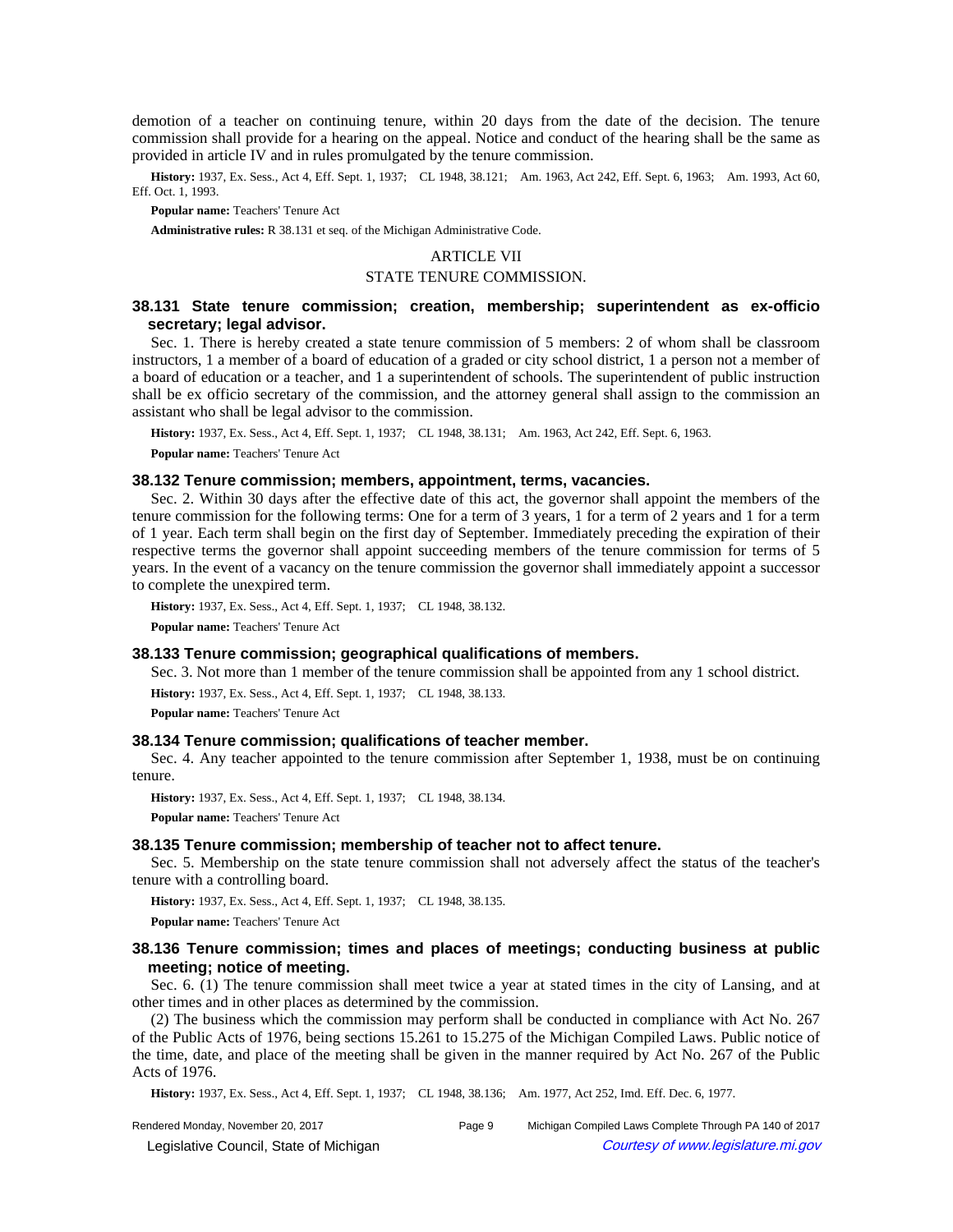demotion of a teacher on continuing tenure, within 20 days from the date of the decision. The tenure commission shall provide for a hearing on the appeal. Notice and conduct of the hearing shall be the same as provided in article IV and in rules promulgated by the tenure commission.

**History:** 1937, Ex. Sess., Act 4, Eff. Sept. 1, 1937; CL 1948, 38.121; Am. 1963, Act 242, Eff. Sept. 6, 1963; Am. 1993, Act 60, Eff. Oct. 1, 1993.

**Popular name:** Teachers' Tenure Act

**Administrative rules:** R 38.131 et seq. of the Michigan Administrative Code.

## ARTICLE VII

## STATE TENURE COMMISSION.

### 38.131 State tenure commission; creation, membership; superintendent as ex-officio secretary; legal advisor.

Sec. 1. There is hereby created a state tenure commission of 5 members: 2 of whom shall be classroom instructors, 1 a member of a board of education of a graded or city school district, 1 a person not a member of a board of education or a teacher, and 1 a superintendent of schools. The superintendent of public instruction shall be ex officio secretary of the commission, and the attorney general shall assign to the commission an assistant who shall be legal advisor to the commission.

**History:** 1937, Ex. Sess., Act 4, Eff. Sept. 1, 1937; CL 1948, 38.131; Am. 1963, Act 242, Eff. Sept. 6, 1963.

**Popular name:** Teachers' Tenure Act

### 38.132 Tenure commission; members, appointment, terms, vacancies.

Sec. 2. Within 30 days after the effective date of this act, the governor shall appoint the members of the tenure commission for the following terms: One for a term of 3 years, 1 for a term of 2 years and 1 for a term of 1 year. Each term shall begin on the first day of September. Immediately preceding the expiration of their respective terms the governor shall appoint succeeding members of the tenure commission for terms of 5 years. In the event of a vacancy on the tenure commission the governor shall immediately appoint a successor to complete the unexpired term.

**History:** 1937, Ex. Sess., Act 4, Eff. Sept. 1, 1937; CL 1948, 38.132.

**Popular name:** Teachers' Tenure Act

### 38.133 Tenure commission; geographical qualifications of members.

Sec. 3. Not more than 1 member of the tenure commission shall be appointed from any 1 school district.

**History:** 1937, Ex. Sess., Act 4, Eff. Sept. 1, 1937; CL 1948, 38.133.

**Popular name:** Teachers' Tenure Act

### 38.134 Tenure commission; qualifications of teacher member.

Sec. 4. Any teacher appointed to the tenure commission after September 1, 1938, must be on continuing tenure.

**History:** 1937, Ex. Sess., Act 4, Eff. Sept. 1, 1937; CL 1948, 38.134.

**Popular name:** Teachers' Tenure Act

### 38.135 Tenure commission; membership of teacher not to affect tenure.

Sec. 5. Membership on the state tenure commission shall not adversely affect the status of the teacher's tenure with a controlling board.

**History:** 1937, Ex. Sess., Act 4, Eff. Sept. 1, 1937; CL 1948, 38.135.

**Popular name:** Teachers' Tenure Act

### 38.136 Tenure commission; times and places of meetings; conducting business at public meeting; notice of meeting.

Sec. 6. (1) The tenure commission shall meet twice a year at stated times in the city of Lansing, and at other times and in other places as determined by the commission.

(2) The business which the commission may perform shall be conducted in compliance with Act No. 267 of the Public Acts of 1976, being sections 15.261 to 15.275 of the Michigan Compiled Laws. Public notice of the time, date, and place of the meeting shall be given in the manner required by Act No. 267 of the Public Acts of 1976.

**History:** 1937, Ex. Sess., Act 4, Eff. Sept. 1, 1937; CL 1948, 38.136; Am. 1977, Act 252, Imd. Eff. Dec. 6, 1977.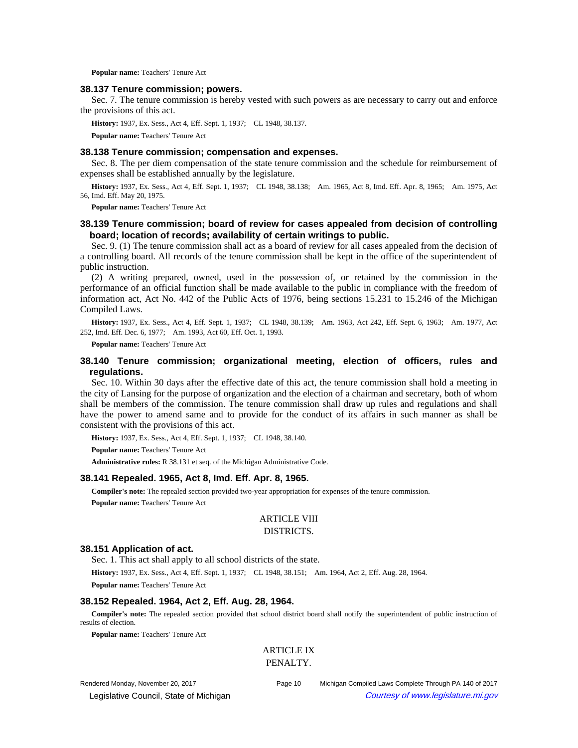**Popular name:** Teachers' Tenure Act

### 38.137 Tenure commission; powers.

Sec. 7. The tenure commission is hereby vested with such powers as are necessary to carry out and enforce the provisions of this act.

**History:** 1937, Ex. Sess., Act 4, Eff. Sept. 1, 1937; CL 1948, 38.137.

**Popular name:** Teachers' Tenure Act

### 38.138 Tenure commission; compensation and expenses.

Sec. 8. The per diem compensation of the state tenure commission and the schedule for reimbursement of expenses shall be established annually by the legislature.

**History:** 1937, Ex. Sess., Act 4, Eff. Sept. 1, 1937; CL 1948, 38.138; Am. 1965, Act 8, Imd. Eff. Apr. 8, 1965; Am. 1975, Act 56, Imd. Eff. May 20, 1975.

**Popular name:** Teachers' Tenure Act

### 38.139 Tenure commission; board of review for cases appealed from decision of controlling board; location of records; availability of certain writings to public.

Sec. 9. (1) The tenure commission shall act as a board of review for all cases appealed from the decision of a controlling board. All records of the tenure commission shall be kept in the office of the superintendent of public instruction.

(2) A writing prepared, owned, used in the possession of, or retained by the commission in the performance of an official function shall be made available to the public in compliance with the freedom of information act, Act No. 442 of the Public Acts of 1976, being sections 15.231 to 15.246 of the Michigan Compiled Laws.

**History:** 1937, Ex. Sess., Act 4, Eff. Sept. 1, 1937; CL 1948, 38.139; Am. 1963, Act 242, Eff. Sept. 6, 1963; Am. 1977, Act 252, Imd. Eff. Dec. 6, 1977; Am. 1993, Act 60, Eff. Oct. 1, 1993.

**Popular name:** Teachers' Tenure Act

### 38.140 Tenure commission; organizational meeting, election of officers, rules and regulations.

Sec. 10. Within 30 days after the effective date of this act, the tenure commission shall hold a meeting in the city of Lansing for the purpose of organization and the election of a chairman and secretary, both of whom shall be members of the commission. The tenure commission shall draw up rules and regulations and shall have the power to amend same and to provide for the conduct of its affairs in such manner as shall be consistent with the provisions of this act.

**History:** 1937, Ex. Sess., Act 4, Eff. Sept. 1, 1937; CL 1948, 38.140.

**Popular name:** Teachers' Tenure Act

**Administrative rules:** R 38.131 et seq. of the Michigan Administrative Code.

### 38.141 Repealed. 1965, Act 8, Imd. Eff. Apr. 8, 1965.

**Compiler's note:** The repealed section provided two-year appropriation for expenses of the tenure commission.

**Popular name:** Teachers' Tenure Act

## ARTICLE VIII
## DISTRICTS.

### 38.151 Application of act.

Sec. 1. This act shall apply to all school districts of the state.

**History:** 1937, Ex. Sess., Act 4, Eff. Sept. 1, 1937; CL 1948, 38.151; Am. 1964, Act 2, Eff. Aug. 28, 1964.

**Popular name:** Teachers' Tenure Act

### 38.152 Repealed. 1964, Act 2, Eff. Aug. 28, 1964.

**Compiler's note:** The repealed section provided that school district board shall notify the superintendent of public instruction of results of election.

**Popular name:** Teachers' Tenure Act

## ARTICLE IX
## PENALTY.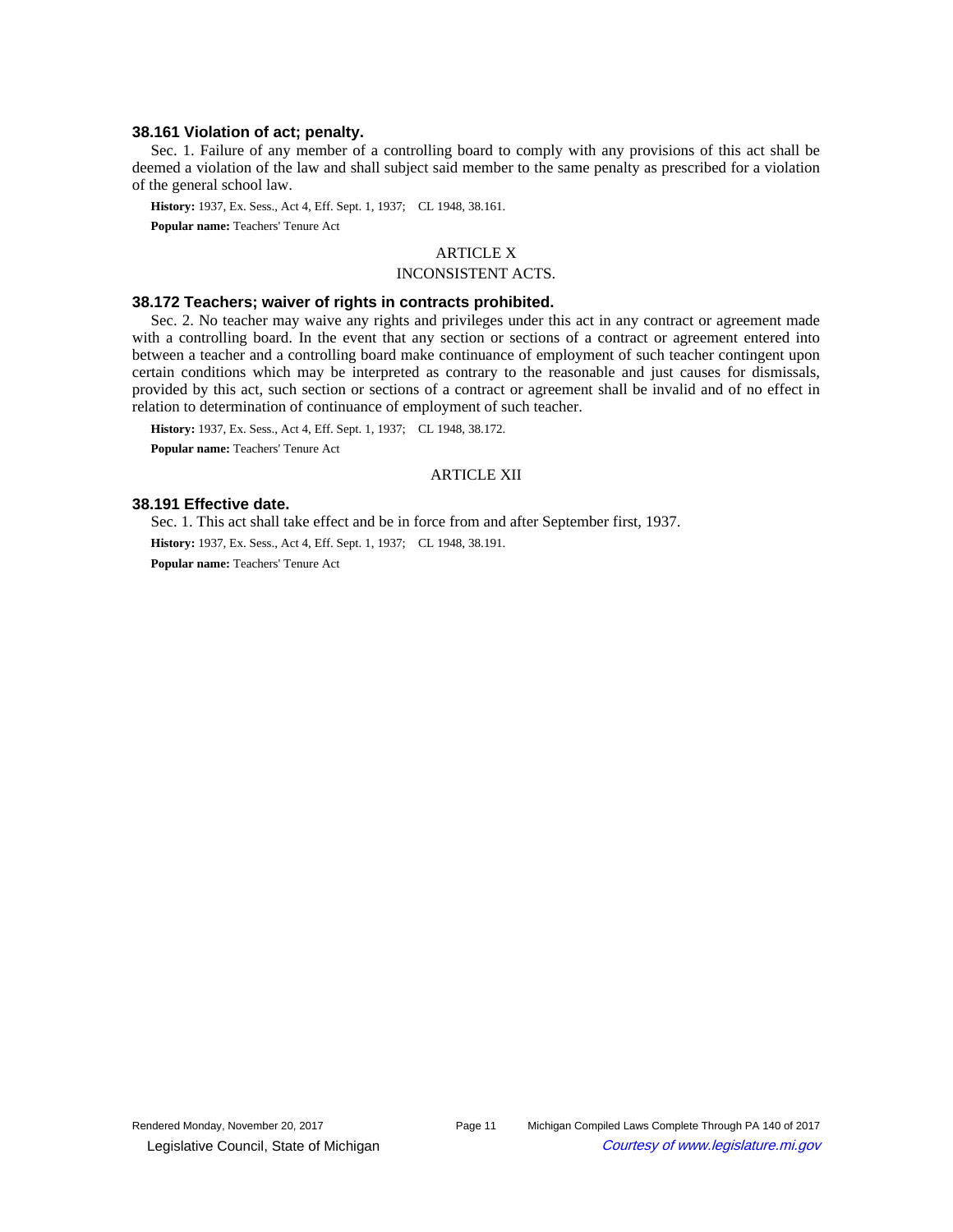### 38.161 Violation of act; penalty.

Sec. 1. Failure of any member of a controlling board to comply with any provisions of this act shall be deemed a violation of the law and shall subject said member to the same penalty as prescribed for a violation of the general school law.

**History:** 1937, Ex. Sess., Act 4, Eff. Sept. 1, 1937;  CL 1948, 38.161.

**Popular name:** Teachers' Tenure Act

ARTICLE X

INCONSISTENT ACTS.

### 38.172 Teachers; waiver of rights in contracts prohibited.

Sec. 2. No teacher may waive any rights and privileges under this act in any contract or agreement made with a controlling board. In the event that any section or sections of a contract or agreement entered into between a teacher and a controlling board make continuance of employment of such teacher contingent upon certain conditions which may be interpreted as contrary to the reasonable and just causes for dismissals, provided by this act, such section or sections of a contract or agreement shall be invalid and of no effect in relation to determination of continuance of employment of such teacher.

**History:** 1937, Ex. Sess., Act 4, Eff. Sept. 1, 1937;  CL 1948, 38.172.

**Popular name:** Teachers' Tenure Act

ARTICLE XII

### 38.191 Effective date.

Sec. 1. This act shall take effect and be in force from and after September first, 1937.

**History:** 1937, Ex. Sess., Act 4, Eff. Sept. 1, 1937;  CL 1948, 38.191.

**Popular name:** Teachers' Tenure Act